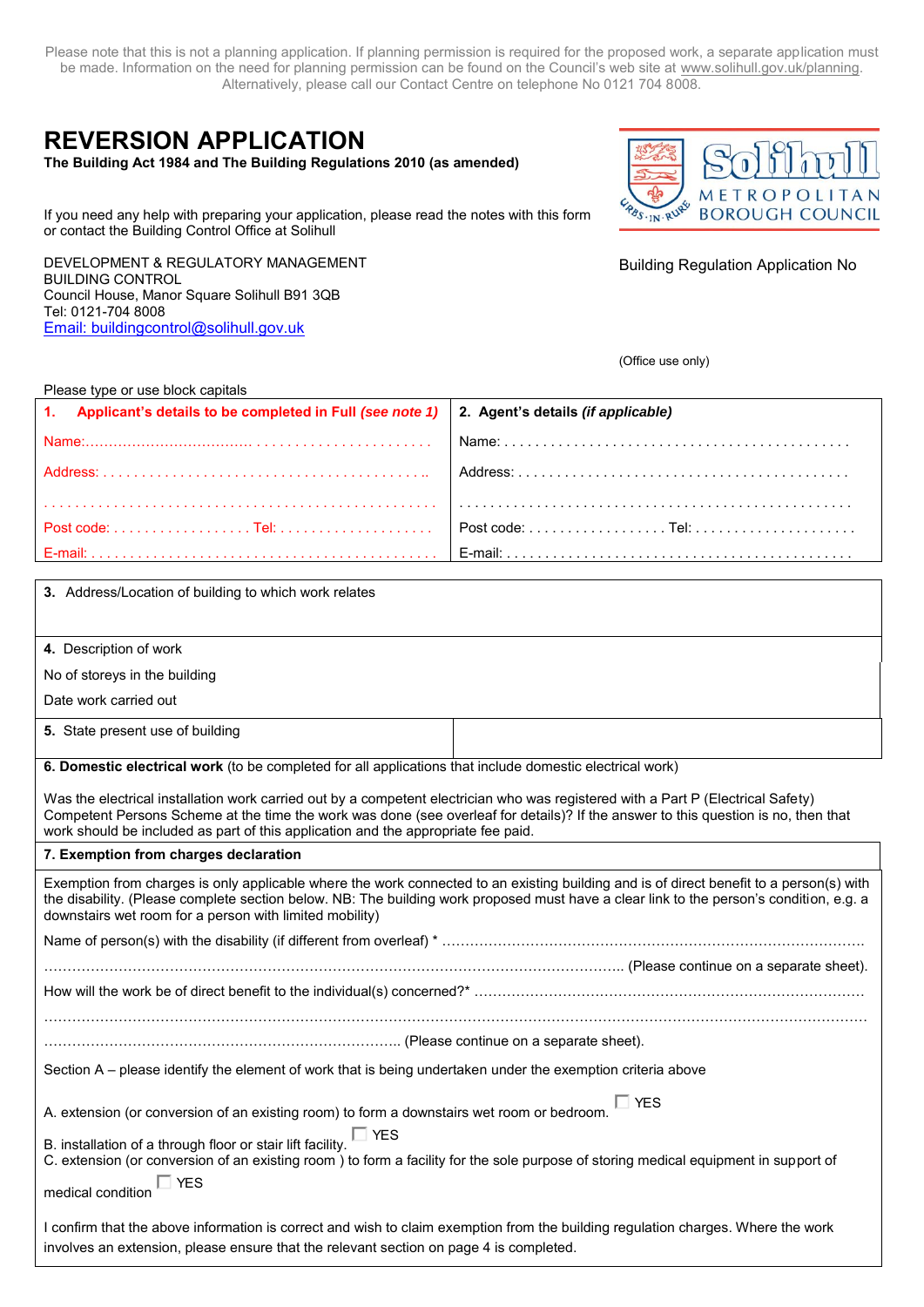Please note that this is not a planning application. If planning permission is required for the proposed work, a separate application must be made. Information on the need for planning permission can be found on the Council's web site at www.solihull.gov.uk/planning. Alternatively, please call our Contact Centre on telephone No 0121 704 8008.

# REVERSION APPLICATION

**The Building Act 1984 and The Building Regulations 2010 (as amended)**

Solihull METROPOLITAN BOROUGH COUNCIL

If you need any help with preparing your application, please read the notes with this form or contact the Building Control Office at Solihull

DEVELOPMENT & REGULATORY MANAGEMENT
BUILDING CONTROL
Council House, Manor Square Solihull B91 3QB
Tel: 0121-704 8008
Email: buildingcontrol@solihull.gov.uk

Building Regulation Application No

(Office use only)

Please type or use block capitals

| **1. Applicant's details to be completed in Full** ***(see note 1)*** | **2. Agent's details** ***(if applicable)*** |
|---|---|
| Name:................................................................ | Name: ................................................................ |
| Address: ............................................................ | Address: ............................................................ |
| ........................................................................ | ........................................................................ |
| Post code: .................. Tel: .................... | Post code: .................. Tel: .................... |
| E-mail: ............................................................. | E-mail: ............................................................. |

**3.** Address/Location of building to which work relates

**4.** Description of work

No of storeys in the building

Date work carried out

**5.** State present use of building

**6. Domestic electrical work** (to be completed for all applications that include domestic electrical work)

Was the electrical installation work carried out by a competent electrician who was registered with a Part P (Electrical Safety) Competent Persons Scheme at the time the work was done (see overleaf for details)? If the answer to this question is no, then that work should be included as part of this application and the appropriate fee paid.

**7. Exemption from charges declaration**

Exemption from charges is only applicable where the work connected to an existing building and is of direct benefit to a person(s) with the disability. (Please complete section below. NB: The building work proposed must have a clear link to the person's condition, e.g. a downstairs wet room for a person with limited mobility)

Name of person(s) with the disability (if different from overleaf) * ...........................................................................................

........................................................................................................................ (Please continue on a separate sheet).

How will the work be of direct benefit to the individual(s) concerned?* .........................................................................

.......................................................................................................................................................................

.............................................................................. (Please continue on a separate sheet).

Section A – please identify the element of work that is being undertaken under the exemption criteria above

A. extension (or conversion of an existing room) to form a downstairs wet room or bedroom. ☐ YES

B. installation of a through floor or stair lift facility. ☐ YES

C. extension (or conversion of an existing room ) to form a facility for the sole purpose of storing medical equipment in support of medical condition ☐ YES

I confirm that the above information is correct and wish to claim exemption from the building regulation charges. Where the work involves an extension, please ensure that the relevant section on page 4 is completed.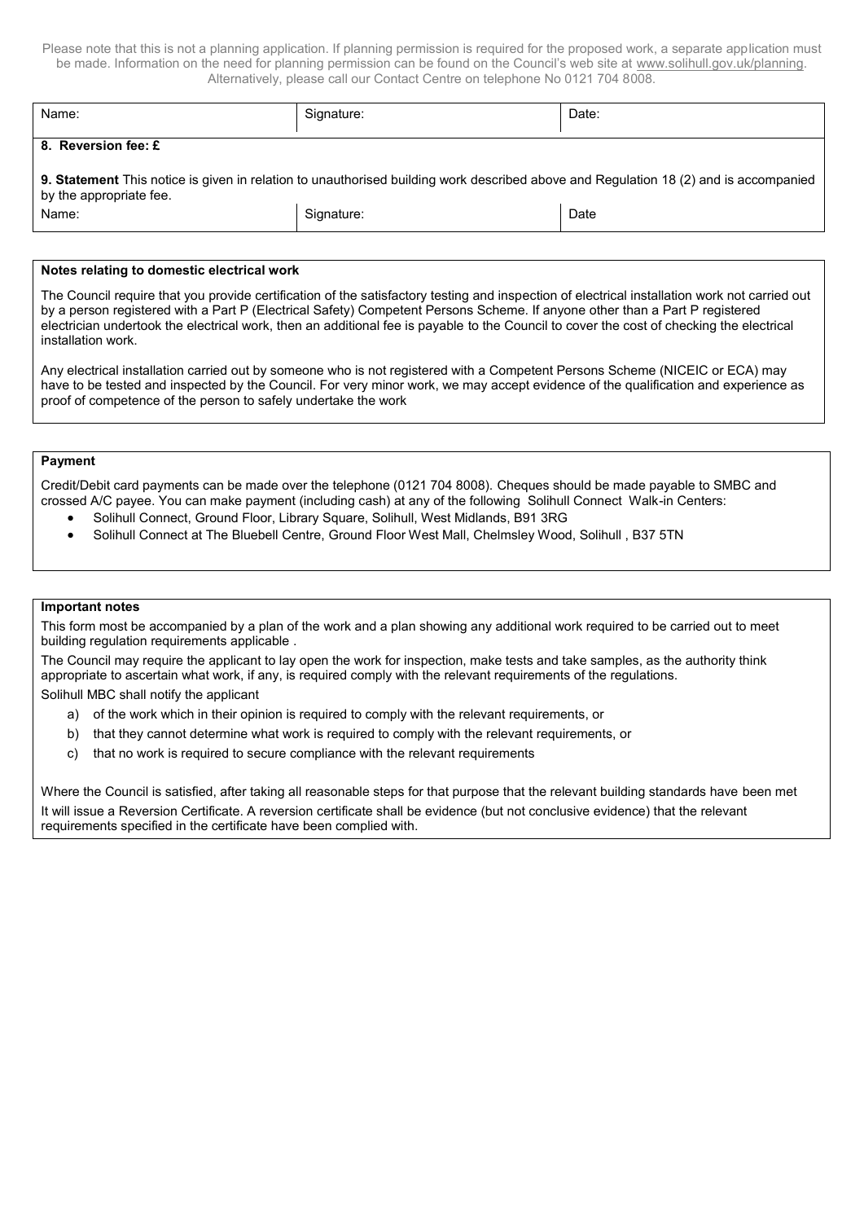Please note that this is not a planning application. If planning permission is required for the proposed work, a separate application must be made. Information on the need for planning permission can be found on the Council's web site at www.solihull.gov.uk/planning. Alternatively, please call our Contact Centre on telephone No 0121 704 8008.

| | | |
|---|---|---|
| Name: | Signature: | Date: |
| **8. Reversion fee: £** | | |
| **9. Statement** This notice is given in relation to unauthorised building work described above and Regulation 18 (2) and is accompanied by the appropriate fee. | | |
| Name: | Signature: | Date |

**Notes relating to domestic electrical work**

The Council require that you provide certification of the satisfactory testing and inspection of electrical installation work not carried out by a person registered with a Part P (Electrical Safety) Competent Persons Scheme. If anyone other than a Part P registered electrician undertook the electrical work, then an additional fee is payable to the Council to cover the cost of checking the electrical installation work.

Any electrical installation carried out by someone who is not registered with a Competent Persons Scheme (NICEIC or ECA) may have to be tested and inspected by the Council. For very minor work, we may accept evidence of the qualification and experience as proof of competence of the person to safely undertake the work

**Payment**

Credit/Debit card payments can be made over the telephone (0121 704 8008). Cheques should be made payable to SMBC and crossed A/C payee. You can make payment (including cash) at any of the following Solihull Connect Walk-in Centers:

- Solihull Connect, Ground Floor, Library Square, Solihull, West Midlands, B91 3RG
- Solihull Connect at The Bluebell Centre, Ground Floor West Mall, Chelmsley Wood, Solihull , B37 5TN

**Important notes**

This form most be accompanied by a plan of the work and a plan showing any additional work required to be carried out to meet building regulation requirements applicable .

The Council may require the applicant to lay open the work for inspection, make tests and take samples, as the authority think appropriate to ascertain what work, if any, is required comply with the relevant requirements of the regulations.

Solihull MBC shall notify the applicant

a) of the work which in their opinion is required to comply with the relevant requirements, or
b) that they cannot determine what work is required to comply with the relevant requirements, or
c) that no work is required to secure compliance with the relevant requirements

Where the Council is satisfied, after taking all reasonable steps for that purpose that the relevant building standards have been met It will issue a Reversion Certificate. A reversion certificate shall be evidence (but not conclusive evidence) that the relevant requirements specified in the certificate have been complied with.